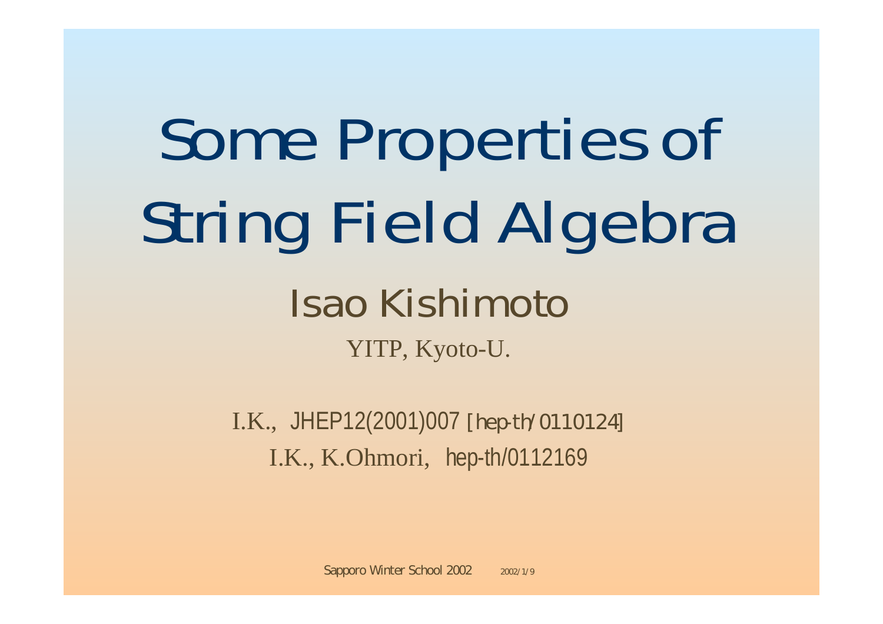# Some Properties of String Field Algebra

## Isao Kishimoto

YITP, Kyoto-U.

I.K., JHEP12(2001)007 [hep-th/0110124]

I.K., K.Ohmori, hep-th/0112169

Sapporo Winter School 2002 2002/1/9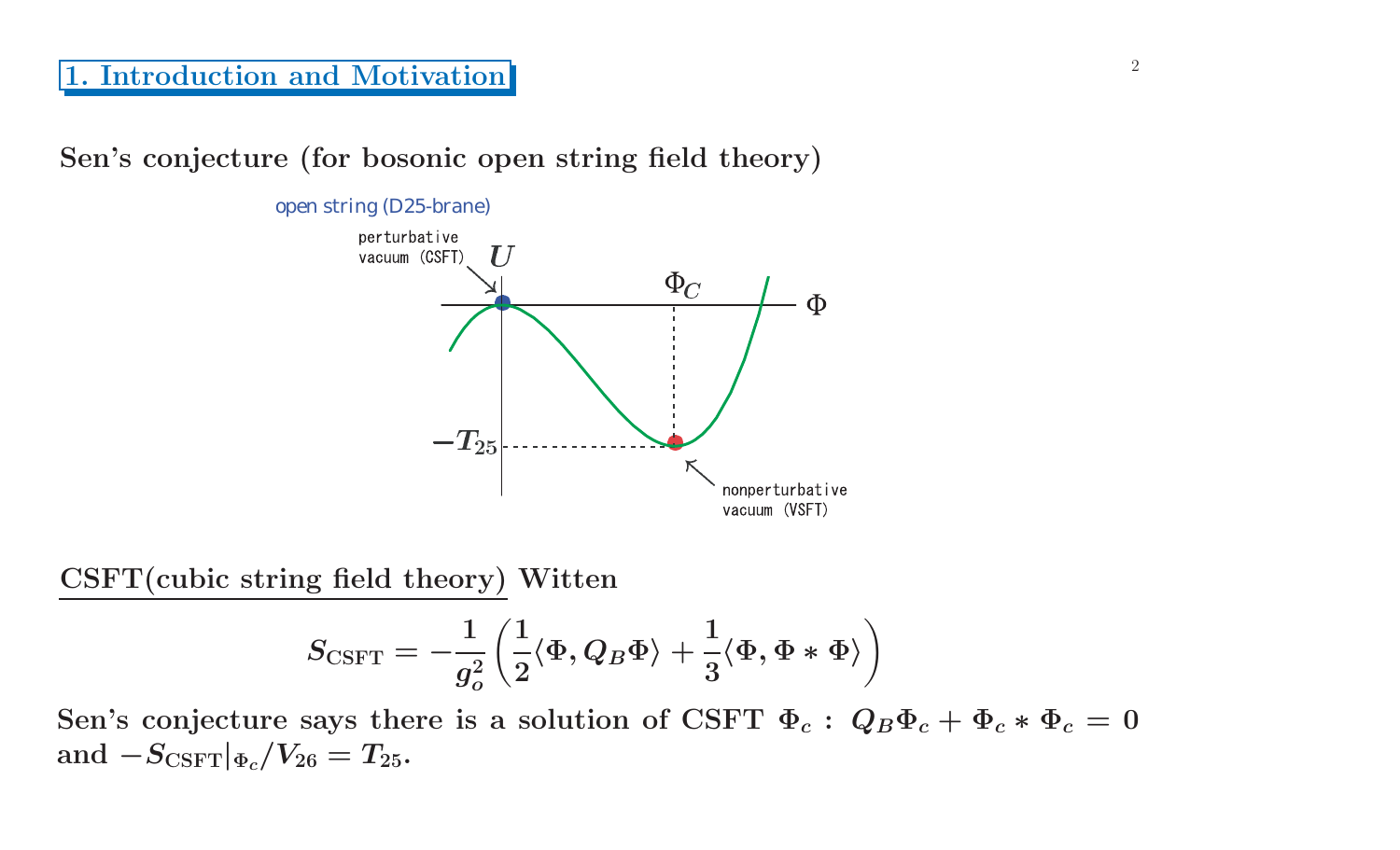## 1. Introduction and Motivation

**Sen's conjecture (for bosonic open string field theory)**

open string (D25-brane)

perturbative vacuum (CSFT)

$U$

$\Phi_C$

$\Phi$

$-T_{25}$

nonperturbative vacuum (VSFT)

**CSFT(cubic string field theory) Witten**

$$S_{\mathrm{CSFT}} = -\frac{1}{g_o^2}\left(\frac{1}{2}\langle\Phi, Q_B\Phi\rangle + \frac{1}{3}\langle\Phi, \Phi * \Phi\rangle\right)$$

**Sen's conjecture says there is a solution of CSFT $\Phi_c$ : $Q_B\Phi_c + \Phi_c * \Phi_c = 0$ and $-S_{\mathrm{CSFT}}|_{\Phi_c}/V_{26} = T_{25}$.**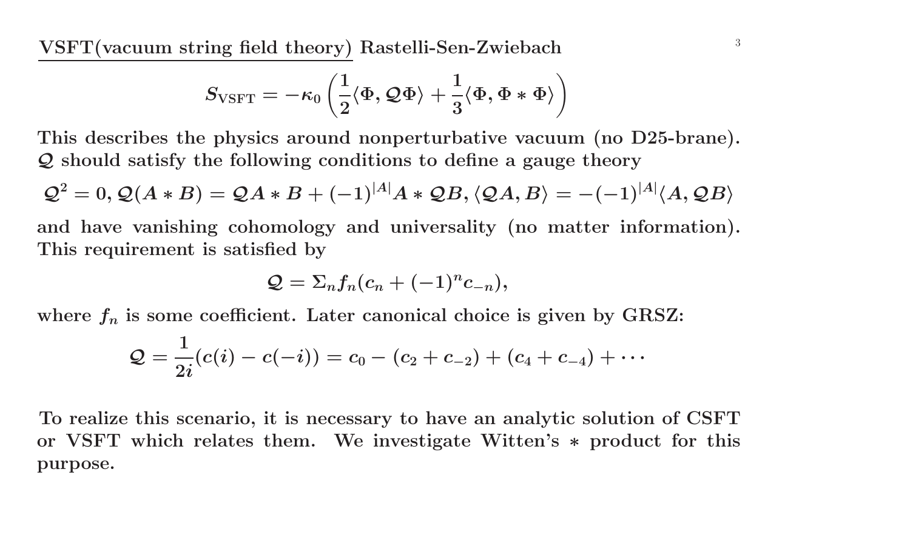<u>VSFT(vacuum string field theory)</u> Rastelli-Sen-Zwiebach

$$S_{\rm VSFT} = -\kappa_0 \left( \frac{1}{2}\langle \Phi, \mathcal{Q}\Phi \rangle + \frac{1}{3}\langle \Phi, \Phi * \Phi \rangle \right)$$

This describes the physics around nonperturbative vacuum (no D25-brane). $\mathcal{Q}$ should satisfy the following conditions to define a gauge theory

$$\mathcal{Q}^2 = 0, \mathcal{Q}(A * B) = \mathcal{Q}A * B + (-1)^{|A|} A * \mathcal{Q}B, \langle \mathcal{Q}A, B \rangle = -(-1)^{|A|}\langle A, \mathcal{Q}B \rangle$$

and have vanishing cohomology and universality (no matter information). This requirement is satisfied by

$$\mathcal{Q} = \Sigma_n f_n (c_n + (-1)^n c_{-n}),$$

where $f_n$ is some coefficient. Later canonical choice is given by GRSZ:

$$\mathcal{Q} = \frac{1}{2i}(c(i) - c(-i)) = c_0 - (c_2 + c_{-2}) + (c_4 + c_{-4}) + \cdots$$

To realize this scenario, it is necessary to have an analytic solution of CSFT or VSFT which relates them. We investigate Witten's $*$ product for this purpose.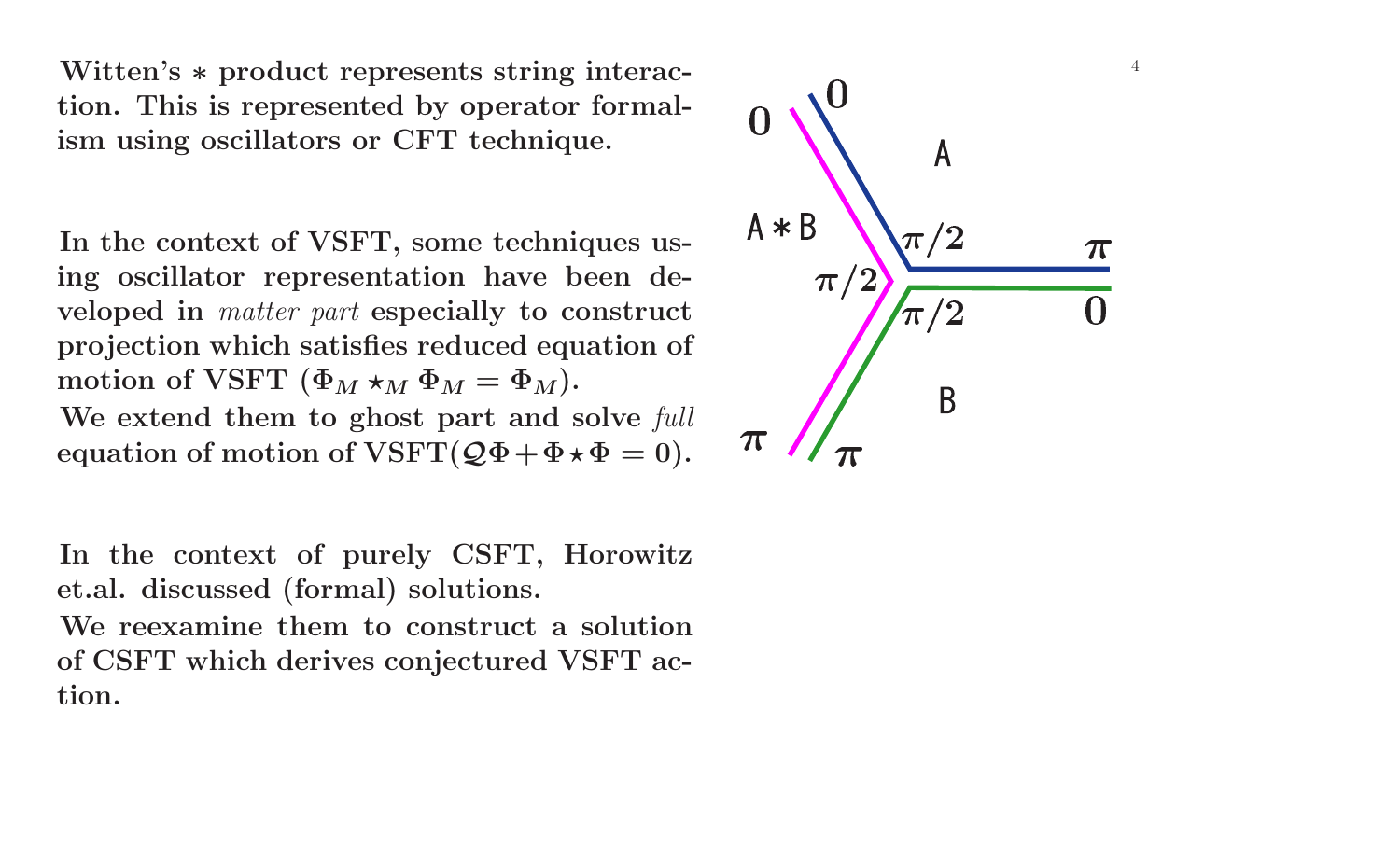**Witten's $*$ product represents string interaction. This is represented by operator formalism using oscillators or CFT technique.**

**In the context of VSFT, some techniques using oscillator representation have been developed in *matter part* especially to construct projection which satisfies reduced equation of motion of VSFT ($\Phi_M \star_M \Phi_M = \Phi_M$).**
**We extend them to ghost part and solve *full* equation of motion of VSFT($\mathcal{Q}\Phi + \Phi \star \Phi = 0$).**

**In the context of purely CSFT, Horowitz et.al. discussed (formal) solutions.**
**We reexamine them to construct a solution of CSFT which derives conjectured VSFT action.**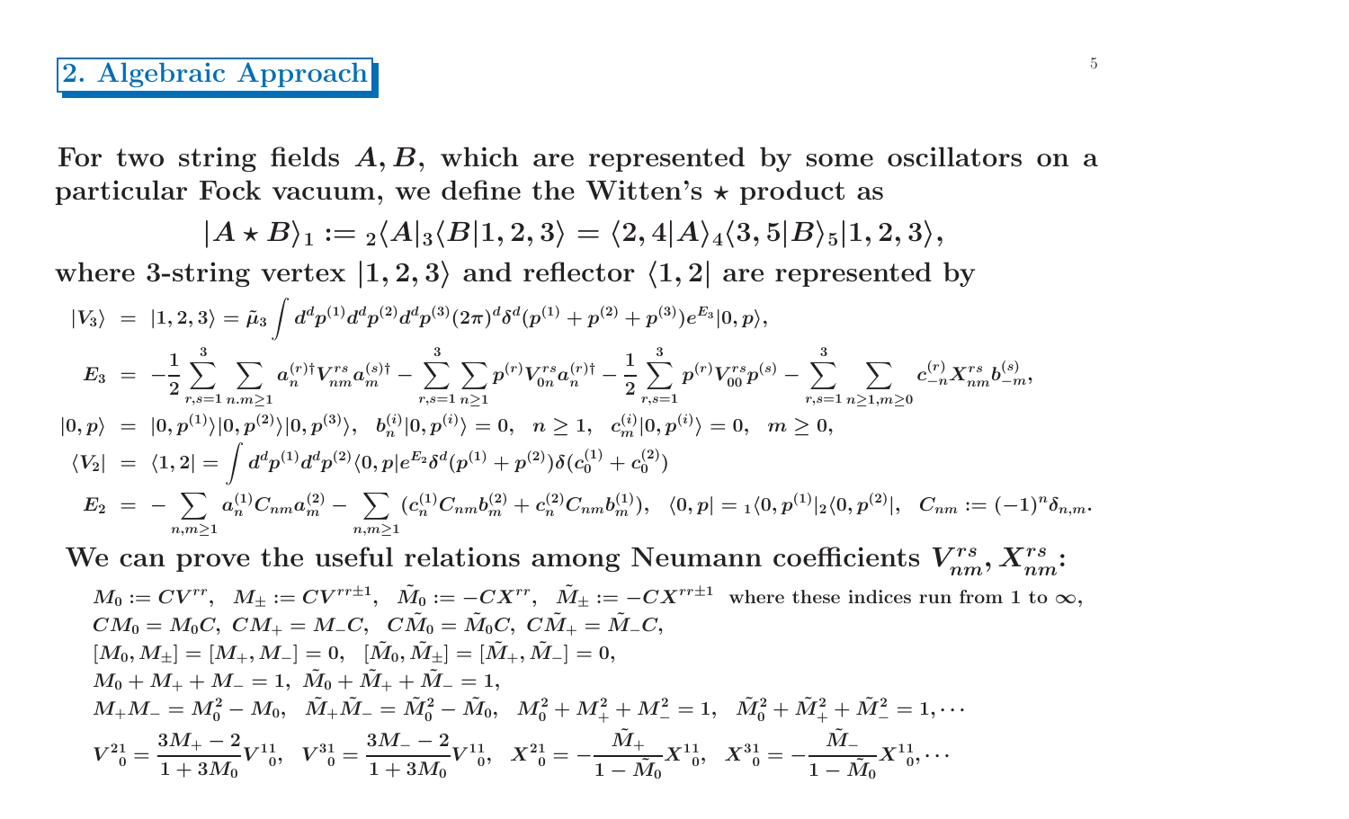## 2. Algebraic Approach

**For two string fields $A, B$, which are represented by some oscillators on a particular Fock vacuum, we define the Witten's $\star$ product as**

$$|A \star B\rangle_1 := {}_2\langle A|{}_3\langle B|1,2,3\rangle = \langle 2,4|A\rangle_4\langle 3,5|B\rangle_5|1,2,3\rangle,$$

**where 3-string vertex $|1,2,3\rangle$ and reflector $\langle 1,2|$ are represented by**

$$
\begin{aligned}
|V_3\rangle &= |1,2,3\rangle = \tilde{\mu}_3 \int d^dp^{(1)} d^dp^{(2)} d^dp^{(3)} (2\pi)^d \delta^d(p^{(1)}+p^{(2)}+p^{(3)}) e^{E_3}|0,p\rangle, \\
E_3 &= -\frac{1}{2}\sum_{r,s=1}^{3}\sum_{n.m\geq 1} a_n^{(r)\dagger} V_{nm}^{rs} a_m^{(s)\dagger} - \sum_{r,s=1}^{3}\sum_{n\geq 1} p^{(r)} V_{0n}^{rs} a_n^{(r)\dagger} - \frac{1}{2}\sum_{r,s=1}^{3} p^{(r)} V_{00}^{rs} p^{(s)} - \sum_{r,s=1}^{3}\sum_{n\geq 1, m\geq 0} c_{-n}^{(r)} X_{nm}^{rs} b_{-m}^{(s)}, \\
|0,p\rangle &= |0,p^{(1)}\rangle|0,p^{(2)}\rangle|0,p^{(3)}\rangle, \quad b_n^{(i)}|0,p^{(i)}\rangle = 0, \quad n\geq 1, \quad c_m^{(i)}|0,p^{(i)}\rangle = 0, \quad m \geq 0, \\
\langle V_2| &= \langle 1,2| = \int d^dp^{(1)} d^dp^{(2)} \langle 0,p|e^{E_2}\delta^d(p^{(1)}+p^{(2)})\delta(c_0^{(1)}+c_0^{(2)}) \\
E_2 &= -\sum_{n,m\geq 1} a_n^{(1)} C_{nm} a_m^{(2)} - \sum_{n,m\geq 1}(c_n^{(1)} C_{nm} b_m^{(2)} + c_n^{(2)} C_{nm} b_m^{(1)}), \quad \langle 0,p| = {}_1\langle 0,p^{(1)}|{}_2\langle 0,p^{(2)}|, \quad C_{nm} := (-1)^n \delta_{n,m}.
\end{aligned}
$$

**We can prove the useful relations among Neumann coefficients $V_{nm}^{rs}, X_{nm}^{rs}$:**

$$
\begin{aligned}
&M_0 := CV^{rr}, \quad M_\pm := CV^{rr\pm 1}, \quad \tilde{M}_0 := -CX^{rr}, \quad \tilde{M}_\pm := -CX^{rr\pm 1} \quad \text{where these indices run from 1 to } \infty, \\
&CM_0 = M_0C, \ CM_+ = M_-C, \quad C\tilde{M}_0 = \tilde{M}_0C, \ C\tilde{M}_+ = \tilde{M}_-C, \\
&[M_0, M_\pm] = [M_+, M_-] = 0, \quad [\tilde{M}_0, \tilde{M}_\pm] = [\tilde{M}_+, \tilde{M}_-] = 0, \\
&M_0 + M_+ + M_- = 1, \ \tilde{M}_0 + \tilde{M}_+ + \tilde{M}_- = 1, \\
&M_+M_- = M_0^2 - M_0, \quad \tilde{M}_+\tilde{M}_- = \tilde{M}_0^2 - \tilde{M}_0, \quad M_0^2 + M_+^2 + M_-^2 = 1, \quad \tilde{M}_0^2 + \tilde{M}_+^2 + \tilde{M}_-^2 = 1, \cdots \\
&V^{21}{}_0 = \frac{3M_+ - 2}{1+3M_0} V^{11}{}_0, \quad V^{31}{}_0 = \frac{3M_- - 2}{1+3M_0} V^{11}{}_0, \quad X^{21}{}_0 = -\frac{\tilde{M}_+}{1-\tilde{M}_0} X^{11}{}_0, \quad X^{31}{}_0 = -\frac{\tilde{M}_-}{1-\tilde{M}_0} X^{11}{}_0, \cdots
\end{aligned}
$$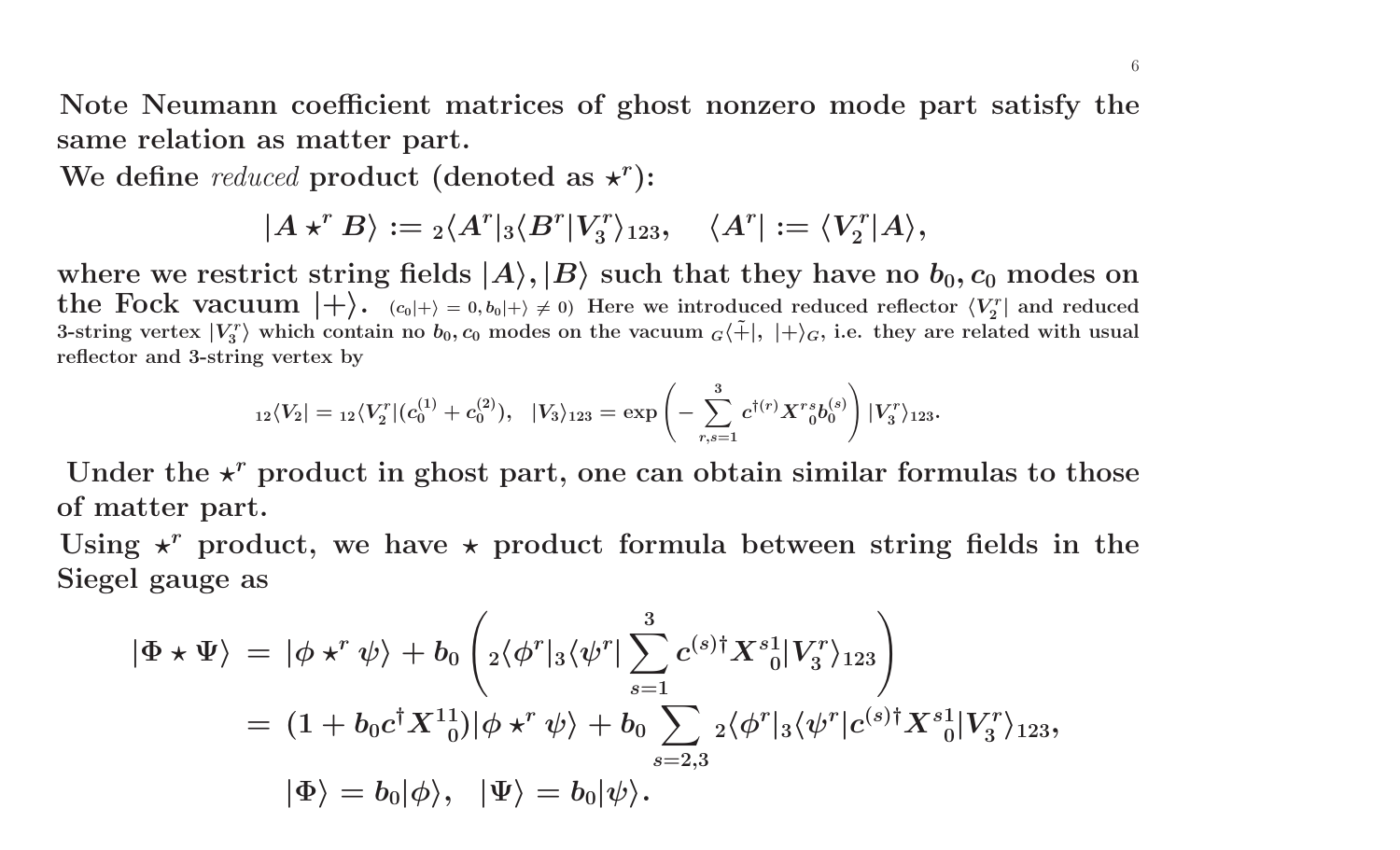Note Neumann coefficient matrices of ghost nonzero mode part satisfy the same relation as matter part.

We define *reduced* product (denoted as $\star^r$):

$$|A \star^r B\rangle := {}_2\langle A^r|_3\langle B^r|V_3^r\rangle_{123}, \quad \langle A^r| := \langle V_2^r|A\rangle,$$

where we restrict string fields $|A\rangle, |B\rangle$ such that they have no $b_0, c_0$ modes on the Fock vacuum $|+\rangle$. ($c_0|+\rangle = 0, b_0|+\rangle \neq 0$) Here we introduced reduced reflector $\langle V_2^r|$ and reduced 3-string vertex $|V_3^r\rangle$ which contain no $b_0, c_0$ modes on the vacuum ${}_G\langle\tilde{+}|,\ |+\rangle_G$, i.e. they are related with usual reflector and 3-string vertex by

$${}_{12}\langle V_2| = {}_{12}\langle V_2^r|(c_0^{(1)} + c_0^{(2)}), \quad |V_3\rangle_{123} = \exp\left(-\sum_{r,s=1}^{3} c^{\dagger(r)} X^{rs}{}_0 b_0^{(s)}\right)|V_3^r\rangle_{123}.$$

Under the $\star^r$ product in ghost part, one can obtain similar formulas to those of matter part.

Using $\star^r$ product, we have $\star$ product formula between string fields in the Siegel gauge as

$$\begin{aligned}
|\Phi \star \Psi\rangle &= |\phi \star^r \psi\rangle + b_0\left({}_2\langle\phi^r|_3\langle\psi^r|\sum_{s=1}^{3} c^{(s)\dagger} X^{s1}{}_0|V_3^r\rangle_{123}\right) \\
&= (1 + b_0 c^\dagger X^{11}{}_0)|\phi \star^r \psi\rangle + b_0 \sum_{s=2,3} {}_2\langle\phi^r|_3\langle\psi^r|c^{(s)\dagger} X^{s1}{}_0|V_3^r\rangle_{123}, \\
&\quad |\Phi\rangle = b_0|\phi\rangle, \quad |\Psi\rangle = b_0|\psi\rangle.
\end{aligned}$$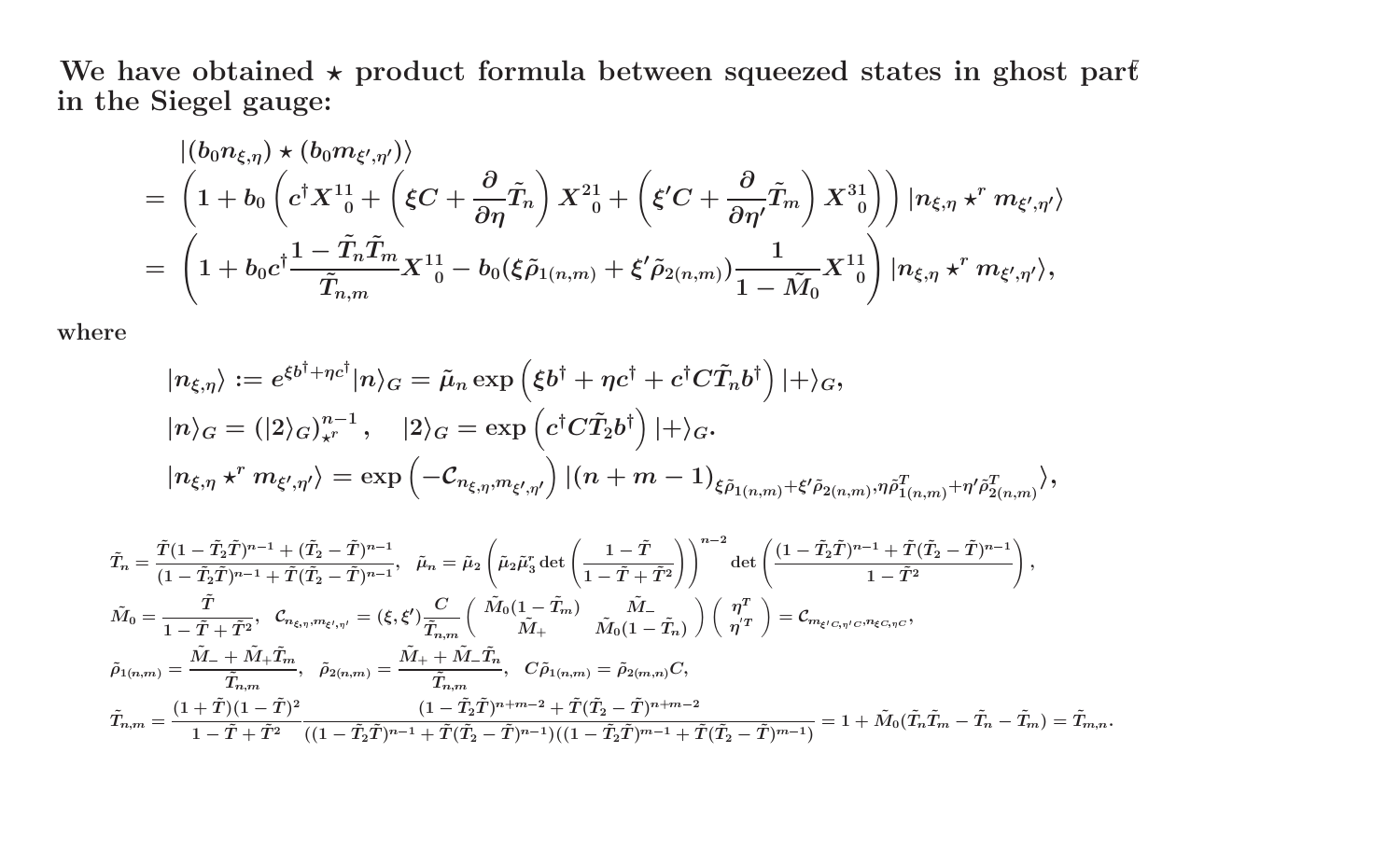**We have obtained $\star$ product formula between squeezed states in ghost part in the Siegel gauge:**

$$
\begin{aligned}
&|(b_0 n_{\xi,\eta}) \star (b_0 m_{\xi',\eta'})\rangle \\
&= \left(1 + b_0\left(c^\dagger X^{11}{}_0 + \left(\xi C + \frac{\partial}{\partial \eta}\tilde{T}_n\right) X^{21}{}_0 + \left(\xi' C + \frac{\partial}{\partial \eta'}\tilde{T}_m\right) X^{31}{}_0\right)\right) |n_{\xi,\eta} \star^r m_{\xi',\eta'}\rangle \\
&= \left(1 + b_0 c^\dagger \frac{1 - \tilde{T}_n \tilde{T}_m}{\tilde{T}_{n,m}} X^{11}{}_0 - b_0(\xi \tilde{\rho}_{1(n,m)} + \xi' \tilde{\rho}_{2(n,m)}) \frac{1}{1 - \tilde{M}_0} X^{11}{}_0\right) |n_{\xi,\eta} \star^r m_{\xi',\eta'}\rangle,
\end{aligned}
$$

where

$$
\begin{aligned}
&|n_{\xi,\eta}\rangle := e^{\xi b^\dagger + \eta c^\dagger} |n\rangle_G = \tilde{\mu}_n \exp\left(\xi b^\dagger + \eta c^\dagger + c^\dagger C \tilde{T}_n b^\dagger\right) |+\rangle_G, \\
&|n\rangle_G = (|2\rangle_G)^{n-1}_{\star^r}, \quad |2\rangle_G = \exp\left(c^\dagger C \tilde{T}_2 b^\dagger\right) |+\rangle_G. \\
&|n_{\xi,\eta} \star^r m_{\xi',\eta'}\rangle = \exp\left(-\mathcal{C}_{n_{\xi,\eta}, m_{\xi',\eta'}}\right) |(n+m-1)_{\xi \tilde{\rho}_{1(n,m)} + \xi' \tilde{\rho}_{2(n,m)}, \eta \tilde{\rho}^T_{1(n,m)} + \eta' \tilde{\rho}^T_{2(n,m)}}\rangle,
\end{aligned}
$$

$$
\tilde{T}_n = \frac{\tilde{T}(1 - \tilde{T}_2 \tilde{T})^{n-1} + (\tilde{T}_2 - \tilde{T})^{n-1}}{(1 - \tilde{T}_2 \tilde{T})^{n-1} + \tilde{T}(\tilde{T}_2 - \tilde{T})^{n-1}}, \quad \tilde{\mu}_n = \tilde{\mu}_2 \left(\tilde{\mu}_2 \tilde{\mu}_3^r \det\left(\frac{1 - \tilde{T}}{1 - \tilde{T} + \tilde{T}^2}\right)\right)^{n-2} \det\left(\frac{(1 - \tilde{T}_2 \tilde{T})^{n-1} + \tilde{T}(\tilde{T}_2 - \tilde{T})^{n-1}}{1 - \tilde{T}^2}\right),
$$

$$
\tilde{M}_0 = \frac{\tilde{T}}{1 - \tilde{T} + \tilde{T}^2}, \quad \mathcal{C}_{n_{\xi,\eta}, m_{\xi',\eta'}} = (\xi, \xi') \frac{C}{\tilde{T}_{n,m}} \begin{pmatrix} \tilde{M}_0(1 - \tilde{T}_m) & \tilde{M}_- \\ \tilde{M}_+ & \tilde{M}_0(1 - \tilde{T}_n) \end{pmatrix} \begin{pmatrix} \eta^T \\ \eta'^T \end{pmatrix} = \mathcal{C}_{m_{\xi' C, \eta' C}, n_{\xi C, \eta C}},
$$

$$
\tilde{\rho}_{1(n,m)} = \frac{\tilde{M}_- + \tilde{M}_+ \tilde{T}_m}{\tilde{T}_{n,m}}, \quad \tilde{\rho}_{2(n,m)} = \frac{\tilde{M}_+ + \tilde{M}_- \tilde{T}_n}{\tilde{T}_{n,m}}, \quad C \tilde{\rho}_{1(n,m)} = \tilde{\rho}_{2(m,n)} C,
$$

$$
\tilde{T}_{n,m} = \frac{(1 + \tilde{T})(1 - \tilde{T})^2}{1 - \tilde{T} + \tilde{T}^2} \frac{(1 - \tilde{T}_2 \tilde{T})^{n+m-2} + \tilde{T}(\tilde{T}_2 - \tilde{T})^{n+m-2}}{((1 - \tilde{T}_2 \tilde{T})^{n-1} + \tilde{T}(\tilde{T}_2 - \tilde{T})^{n-1})((1 - \tilde{T}_2 \tilde{T})^{m-1} + \tilde{T}(\tilde{T}_2 - \tilde{T})^{m-1})} = 1 + \tilde{M}_0(\tilde{T}_n \tilde{T}_m - \tilde{T}_n - \tilde{T}_m) = \tilde{T}_{m,n}.
$$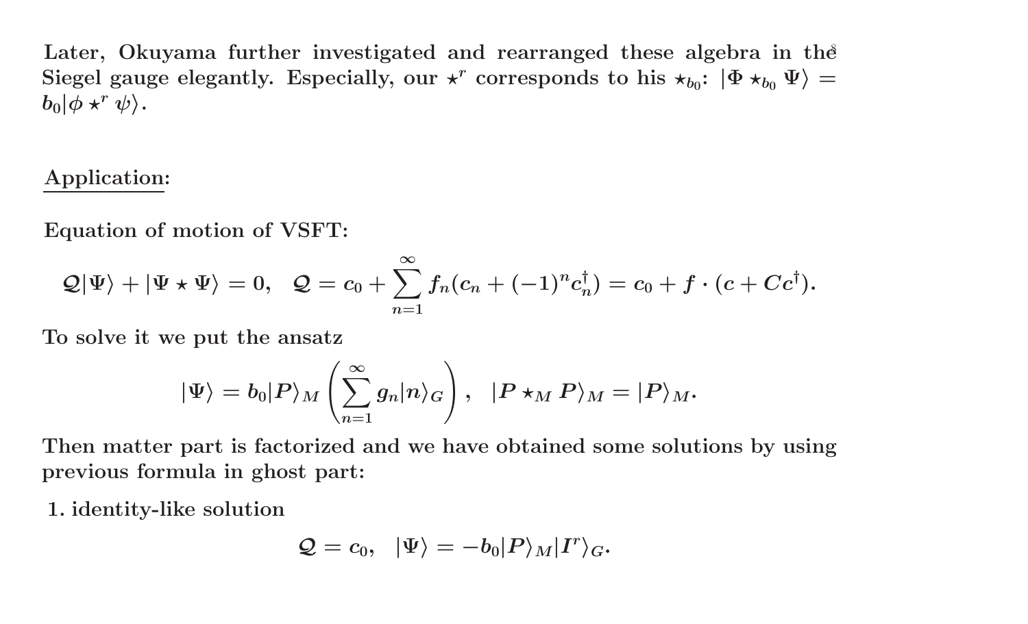Later, Okuyama further investigated and rearranged these algebra in the Siegel gauge elegantly. Especially, our $\star^r$ corresponds to his $\star_{b_0}$: $|\Phi \star_{b_0} \Psi\rangle = b_0|\phi \star^r \psi\rangle$.

<u>Application</u>:

Equation of motion of VSFT:

$$\mathcal{Q}|\Psi\rangle + |\Psi \star \Psi\rangle = 0, \quad \mathcal{Q} = c_0 + \sum_{n=1}^{\infty} f_n(c_n + (-1)^n c_n^\dagger) = c_0 + f \cdot (c + Cc^\dagger).$$

To solve it we put the ansatz

$$|\Psi\rangle = b_0|P\rangle_M \left(\sum_{n=1}^{\infty} g_n|n\rangle_G\right), \quad |P \star_M P\rangle_M = |P\rangle_M.$$

Then matter part is factorized and we have obtained some solutions by using previous formula in ghost part:

1. identity-like solution

$$\mathcal{Q} = c_0, \quad |\Psi\rangle = -b_0|P\rangle_M|I^r\rangle_G.$$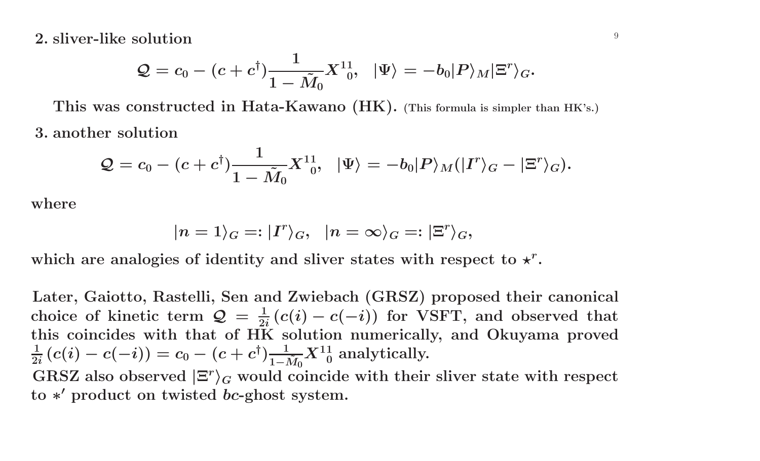**2. sliver-like solution**

$$\mathcal{Q} = c_0 - (c + c^\dagger)\frac{1}{1-\tilde{M}_0}X^{11}{}_0, \quad |\Psi\rangle = -b_0|P\rangle_M|\Xi^r\rangle_G.$$

This was constructed in Hata-Kawano (HK). (This formula is simpler than HK's.)

**3. another solution**

$$\mathcal{Q} = c_0 - (c + c^\dagger)\frac{1}{1-\tilde{M}_0}X^{11}{}_0, \quad |\Psi\rangle = -b_0|P\rangle_M(|I^r\rangle_G - |\Xi^r\rangle_G).$$

where

$$|n = 1\rangle_G =: |I^r\rangle_G, \quad |n = \infty\rangle_G =: |\Xi^r\rangle_G,$$

which are analogies of identity and sliver states with respect to $\star^r$.

Later, Gaiotto, Rastelli, Sen and Zwiebach (GRSZ) proposed their canonical choice of kinetic term $\mathcal{Q} = \frac{1}{2i}(c(i) - c(-i))$ for VSFT, and observed that this coincides with that of HK solution numerically, and Okuyama proved $\frac{1}{2i}(c(i) - c(-i)) = c_0 - (c + c^\dagger)\frac{1}{1-\tilde{M}_0}X^{11}_0$ analytically.
GRSZ also observed $|\Xi^r\rangle_G$ would coincide with their sliver state with respect to $*'$ product on twisted $bc$-ghost system.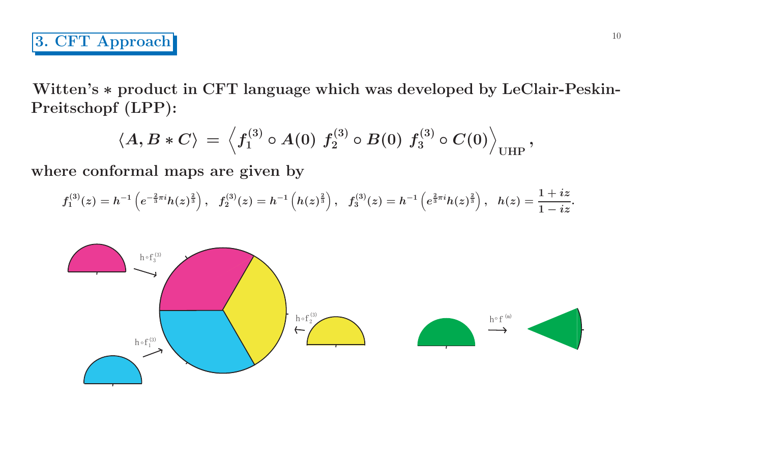## 3. CFT Approach

**Witten's $*$ product in CFT language which was developed by LeClair-Peskin-Preitschopf (LPP):**

$$\langle A, B * C \rangle = \left\langle f_1^{(3)} \circ A(0)\ f_2^{(3)} \circ B(0)\ f_3^{(3)} \circ C(0) \right\rangle_{\rm UHP},$$

**where conformal maps are given by**

$$f_1^{(3)}(z) = h^{-1}\left(e^{-\frac{2}{3}\pi i} h(z)^{\frac{2}{3}}\right),\quad f_2^{(3)}(z) = h^{-1}\left(h(z)^{\frac{2}{3}}\right),\quad f_3^{(3)}(z) = h^{-1}\left(e^{\frac{2}{3}\pi i} h(z)^{\frac{2}{3}}\right),\quad h(z) = \frac{1+iz}{1-iz}.$$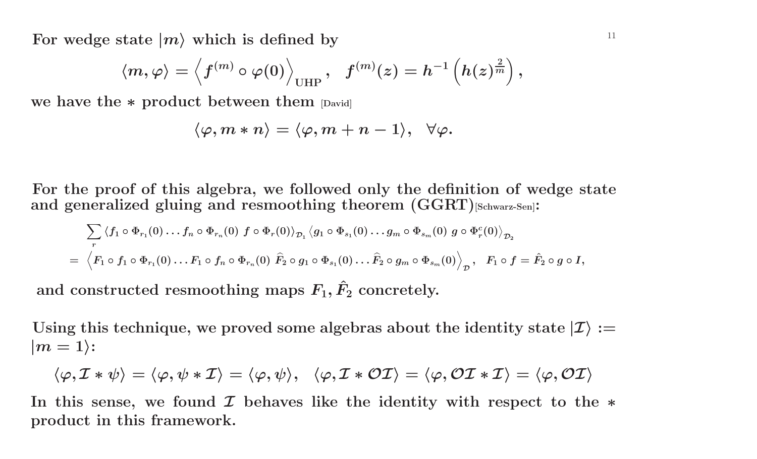**For wedge state $|m\rangle$ which is defined by**

$$\langle m, \varphi\rangle = \left\langle f^{(m)} \circ \varphi(0)\right\rangle_{\text{UHP}}, \quad f^{(m)}(z) = h^{-1}\left(h(z)^{\frac{2}{m}}\right),$$

**we have the $*$ product between them** [David]

$$\langle \varphi, m * n\rangle = \langle \varphi, m+n-1\rangle, \quad \forall \varphi.$$

**For the proof of this algebra, we followed only the definition of wedge state and generalized gluing and resmoothing theorem (GGRT)**[Schwarz-Sen]**:**

$$\begin{aligned}
&\sum_r \langle f_1 \circ \Phi_{r_1}(0) \ldots f_n \circ \Phi_{r_n}(0)\ f \circ \Phi_r(0)\rangle_{\mathcal{D}_1} \langle g_1 \circ \Phi_{s_1}(0) \ldots g_m \circ \Phi_{s_m}(0)\ g \circ \Phi_r^c(0)\rangle_{\mathcal{D}_2} \\
&= \left\langle F_1 \circ f_1 \circ \Phi_{r_1}(0) \ldots F_1 \circ f_n \circ \Phi_{r_n}(0)\ \widehat{F}_2 \circ g_1 \circ \Phi_{s_1}(0) \ldots \widehat{F}_2 \circ g_m \circ \Phi_{s_m}(0)\right\rangle_{\mathcal{D}}, \quad F_1 \circ f = \hat{F}_2 \circ g \circ I,
\end{aligned}$$

**and constructed resmoothing maps $F_1, \hat{F}_2$ concretely.**

**Using this technique, we proved some algebras about the identity state $|\mathcal{I}\rangle := |m=1\rangle$:**

$$\langle \varphi, \mathcal{I} * \psi\rangle = \langle \varphi, \psi * \mathcal{I}\rangle = \langle \varphi, \psi\rangle, \quad \langle \varphi, \mathcal{I} * \mathcal{O}\mathcal{I}\rangle = \langle \varphi, \mathcal{O}\mathcal{I} * \mathcal{I}\rangle = \langle \varphi, \mathcal{O}\mathcal{I}\rangle$$

**In this sense, we found $\mathcal{I}$ behaves like the identity with respect to the $*$ product in this framework.**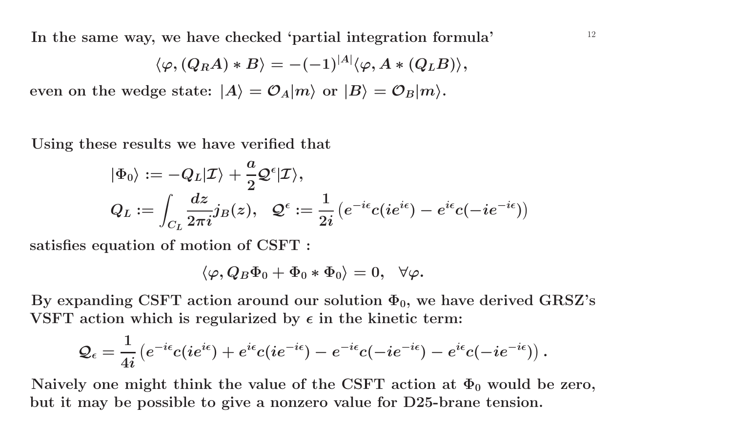In the same way, we have checked 'partial integration formula'

$$\langle \varphi, (Q_R A) * B \rangle = -(-1)^{|A|} \langle \varphi, A * (Q_L B) \rangle,$$

even on the wedge state: $|A\rangle = \mathcal{O}_A |m\rangle$ or $|B\rangle = \mathcal{O}_B |m\rangle$.

Using these results we have verified that

$$|\Phi_0\rangle := -Q_L |\mathcal{I}\rangle + \frac{a}{2} \mathcal{Q}^\epsilon |\mathcal{I}\rangle,$$

$$Q_L := \int_{C_L} \frac{dz}{2\pi i} j_B(z), \quad \mathcal{Q}^\epsilon := \frac{1}{2i} \left( e^{-i\epsilon} c(i e^{i\epsilon}) - e^{i\epsilon} c(-i e^{-i\epsilon}) \right)$$

satisfies equation of motion of CSFT :

$$\langle \varphi, Q_B \Phi_0 + \Phi_0 * \Phi_0 \rangle = 0, \quad \forall \varphi.$$

By expanding CSFT action around our solution $\Phi_0$, we have derived GRSZ's VSFT action which is regularized by $\epsilon$ in the kinetic term:

$$\mathcal{Q}_\epsilon = \frac{1}{4i} \left( e^{-i\epsilon} c(i e^{i\epsilon}) + e^{i\epsilon} c(i e^{-i\epsilon}) - e^{-i\epsilon} c(-i e^{-i\epsilon}) - e^{i\epsilon} c(-i e^{-i\epsilon}) \right).$$

Naively one might think the value of the CSFT action at $\Phi_0$ would be zero, but it may be possible to give a nonzero value for D25-brane tension.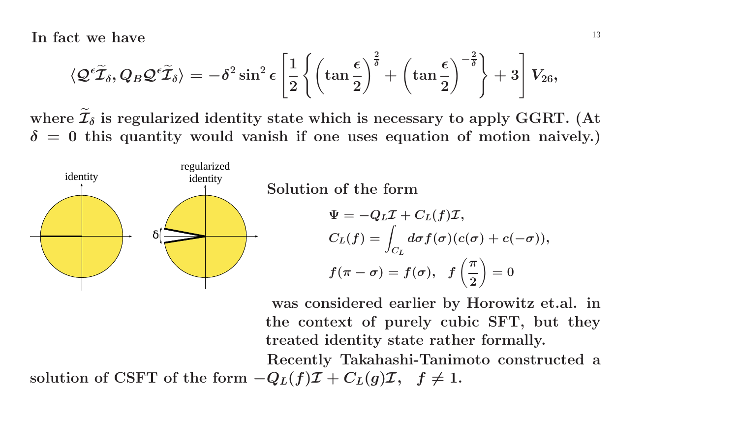**In fact we have**

$$\langle \mathcal{Q}^{\epsilon}\widetilde{\mathcal{I}}_{\delta}, Q_B \mathcal{Q}^{\epsilon}\widetilde{\mathcal{I}}_{\delta}\rangle = -\delta^2 \sin^2\epsilon \left[\frac{1}{2}\left\{\left(\tan\frac{\epsilon}{2}\right)^{\frac{2}{\delta}} + \left(\tan\frac{\epsilon}{2}\right)^{-\frac{2}{\delta}}\right\} + 3\right] V_{26},$$

**where $\widetilde{\mathcal{I}}_{\delta}$ is regularized identity state which is necessary to apply GGRT. (At $\delta = 0$ this quantity would vanish if one uses equation of motion naively.)**

identity

regularized identity

δ

**Solution of the form**

$$\Psi = -Q_L \mathcal{I} + C_L(f)\mathcal{I},$$
$$C_L(f) = \int_{C_L} d\sigma f(\sigma)(c(\sigma) + c(-\sigma)),$$
$$f(\pi - \sigma) = f(\sigma), \quad f\left(\frac{\pi}{2}\right) = 0$$

**was considered earlier by Horowitz et.al. in the context of purely cubic SFT, but they treated identity state rather formally.**

**Recently Takahashi-Tanimoto constructed a solution of CSFT of the form $-Q_L(f)\mathcal{I} + C_L(g)\mathcal{I}, \quad f \neq 1$.**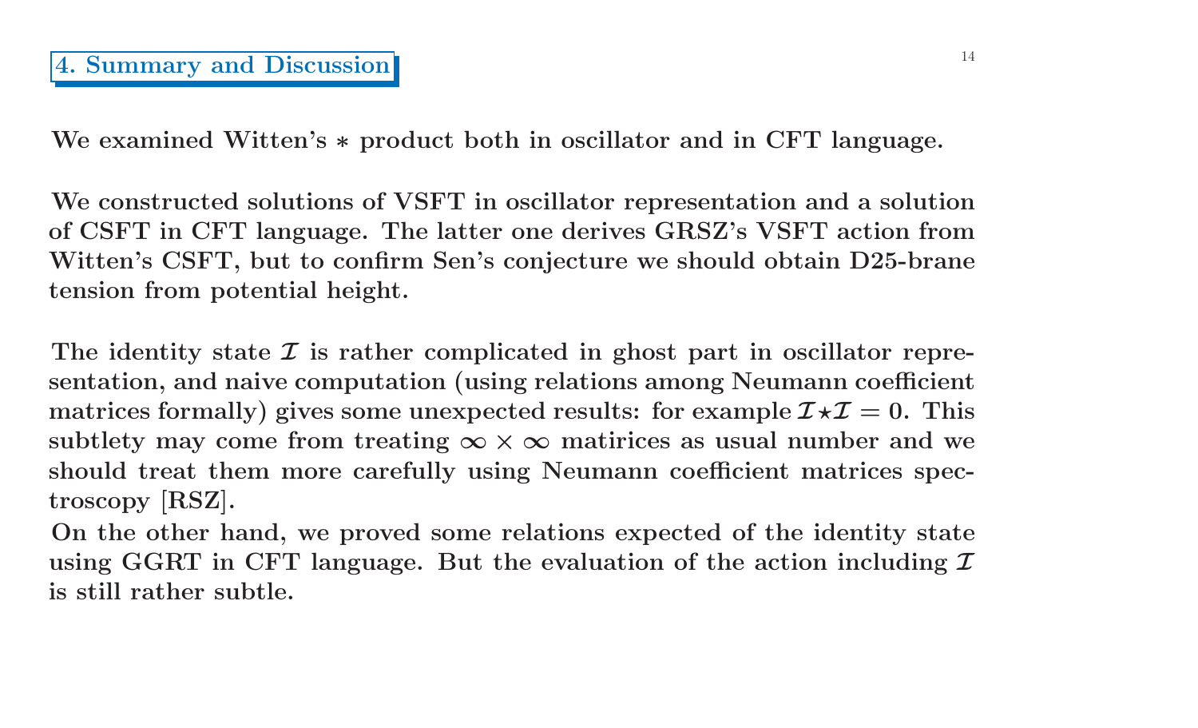## 4. Summary and Discussion

We examined Witten's $*$ product both in oscillator and in CFT language.

We constructed solutions of VSFT in oscillator representation and a solution of CSFT in CFT language. The latter one derives GRSZ's VSFT action from Witten's CSFT, but to confirm Sen's conjecture we should obtain D25-brane tension from potential height.

The identity state $\mathcal{I}$ is rather complicated in ghost part in oscillator representation, and naive computation (using relations among Neumann coefficient matrices formally) gives some unexpected results: for example $\mathcal{I}\star\mathcal{I}=0$. This subtlety may come from treating $\infty\times\infty$ matirices as usual number and we should treat them more carefully using Neumann coefficient matrices spectroscopy [RSZ].

On the other hand, we proved some relations expected of the identity state using GGRT in CFT language. But the evaluation of the action including $\mathcal{I}$ is still rather subtle.